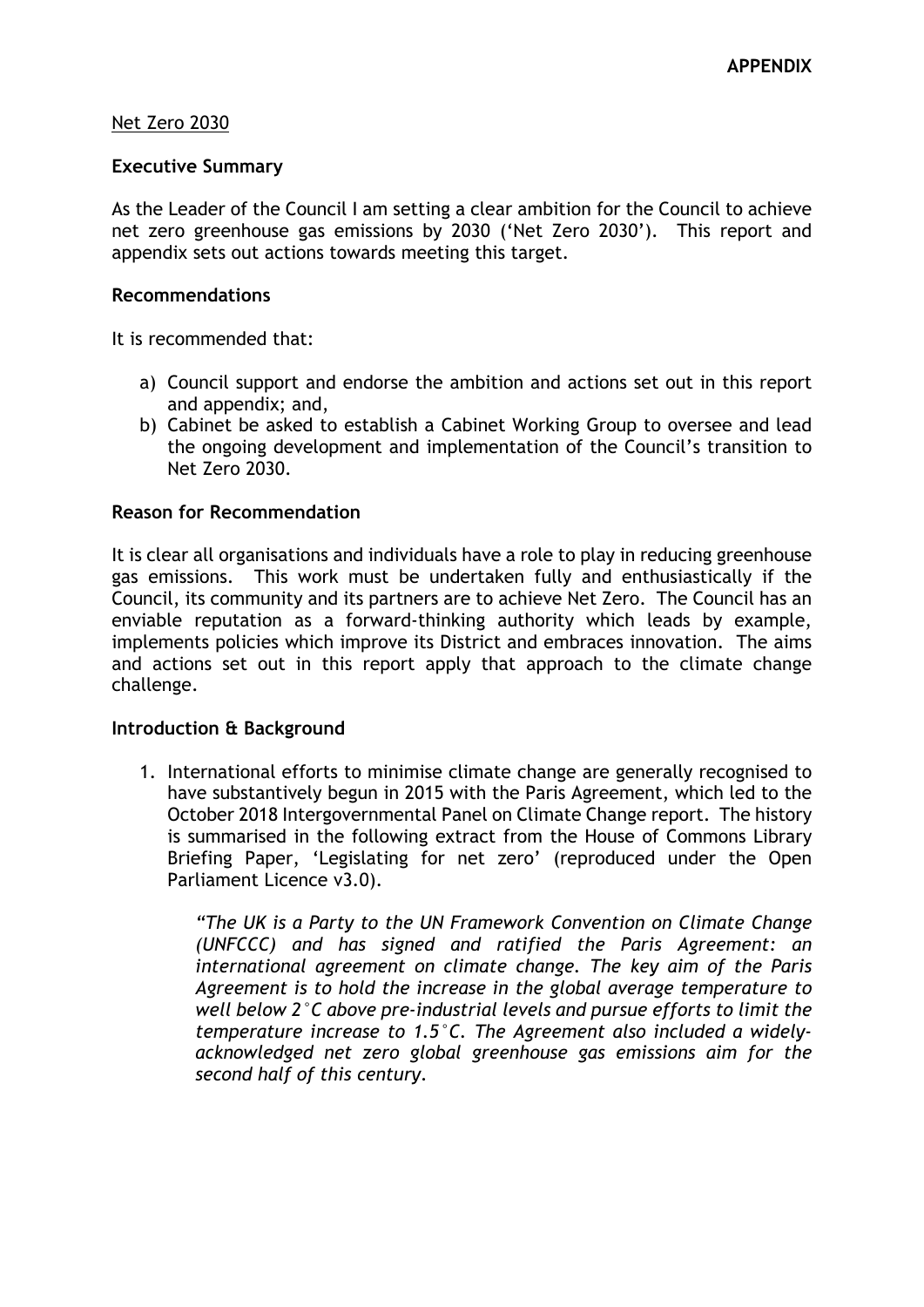**APPENDIX**

Net Zero 2030

## Executive Summary

As the Leader of the Council I am setting a clear ambition for the Council to achieve net zero greenhouse gas emissions by 2030 ('Net Zero 2030'). This report and appendix sets out actions towards meeting this target.

## Recommendations

It is recommended that:

a) Council support and endorse the ambition and actions set out in this report and appendix; and,
b) Cabinet be asked to establish a Cabinet Working Group to oversee and lead the ongoing development and implementation of the Council's transition to Net Zero 2030.

## Reason for Recommendation

It is clear all organisations and individuals have a role to play in reducing greenhouse gas emissions. This work must be undertaken fully and enthusiastically if the Council, its community and its partners are to achieve Net Zero. The Council has an enviable reputation as a forward-thinking authority which leads by example, implements policies which improve its District and embraces innovation. The aims and actions set out in this report apply that approach to the climate change challenge.

## Introduction & Background

1. International efforts to minimise climate change are generally recognised to have substantively begun in 2015 with the Paris Agreement, which led to the October 2018 Intergovernmental Panel on Climate Change report. The history is summarised in the following extract from the House of Commons Library Briefing Paper, 'Legislating for net zero' (reproduced under the Open Parliament Licence v3.0).

   *"The UK is a Party to the UN Framework Convention on Climate Change (UNFCCC) and has signed and ratified the Paris Agreement: an international agreement on climate change. The key aim of the Paris Agreement is to hold the increase in the global average temperature to well below 2°C above pre-industrial levels and pursue efforts to limit the temperature increase to 1.5°C. The Agreement also included a widely-acknowledged net zero global greenhouse gas emissions aim for the second half of this century.*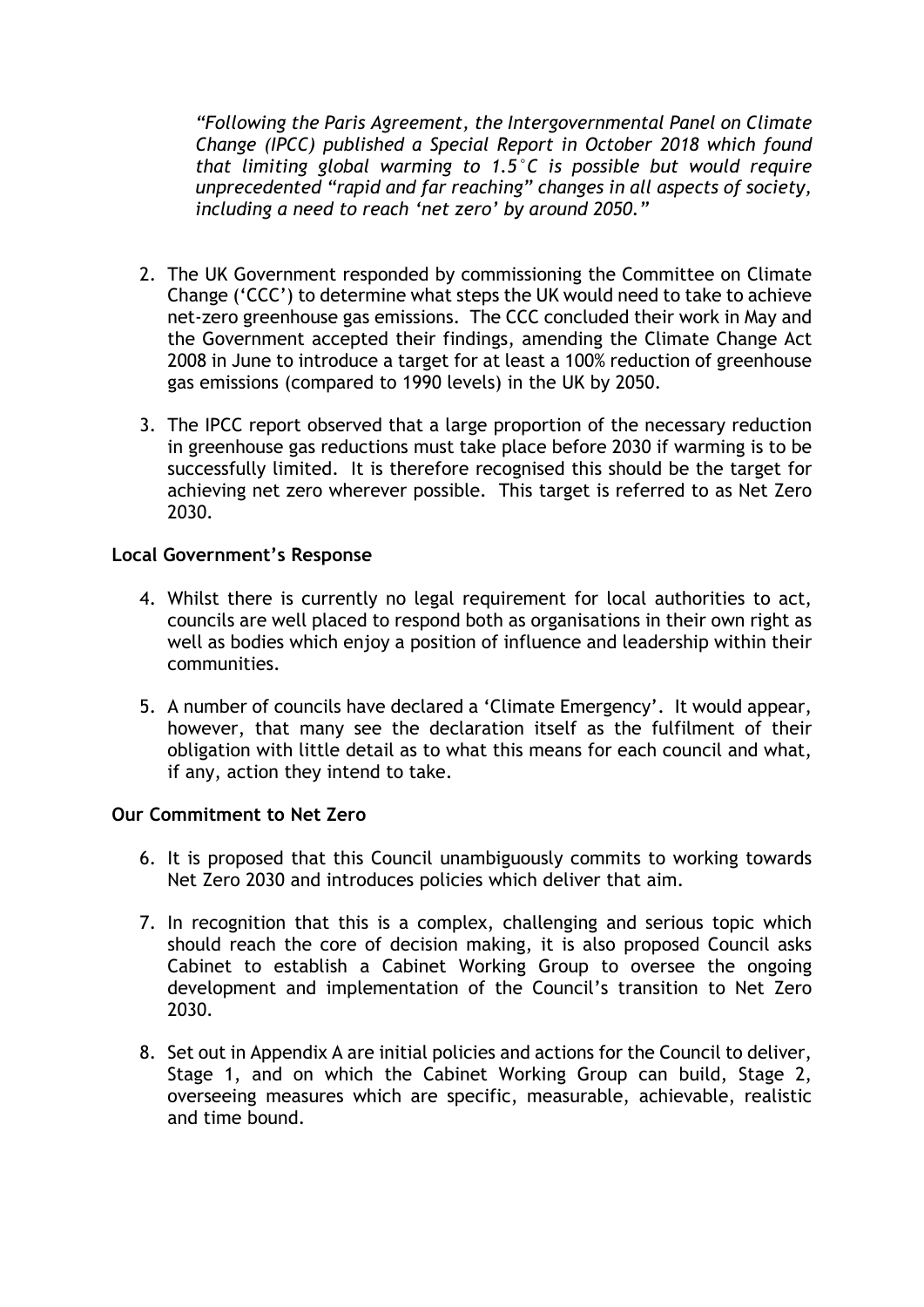*"Following the Paris Agreement, the Intergovernmental Panel on Climate Change (IPCC) published a Special Report in October 2018 which found that limiting global warming to 1.5°C is possible but would require unprecedented "rapid and far reaching" changes in all aspects of society, including a need to reach 'net zero' by around 2050."*

2. The UK Government responded by commissioning the Committee on Climate Change ('CCC') to determine what steps the UK would need to take to achieve net-zero greenhouse gas emissions. The CCC concluded their work in May and the Government accepted their findings, amending the Climate Change Act 2008 in June to introduce a target for at least a 100% reduction of greenhouse gas emissions (compared to 1990 levels) in the UK by 2050.

3. The IPCC report observed that a large proportion of the necessary reduction in greenhouse gas reductions must take place before 2030 if warming is to be successfully limited. It is therefore recognised this should be the target for achieving net zero wherever possible. This target is referred to as Net Zero 2030.

**Local Government's Response**

4. Whilst there is currently no legal requirement for local authorities to act, councils are well placed to respond both as organisations in their own right as well as bodies which enjoy a position of influence and leadership within their communities.

5. A number of councils have declared a 'Climate Emergency'. It would appear, however, that many see the declaration itself as the fulfilment of their obligation with little detail as to what this means for each council and what, if any, action they intend to take.

**Our Commitment to Net Zero**

6. It is proposed that this Council unambiguously commits to working towards Net Zero 2030 and introduces policies which deliver that aim.

7. In recognition that this is a complex, challenging and serious topic which should reach the core of decision making, it is also proposed Council asks Cabinet to establish a Cabinet Working Group to oversee the ongoing development and implementation of the Council's transition to Net Zero 2030.

8. Set out in Appendix A are initial policies and actions for the Council to deliver, Stage 1, and on which the Cabinet Working Group can build, Stage 2, overseeing measures which are specific, measurable, achievable, realistic and time bound.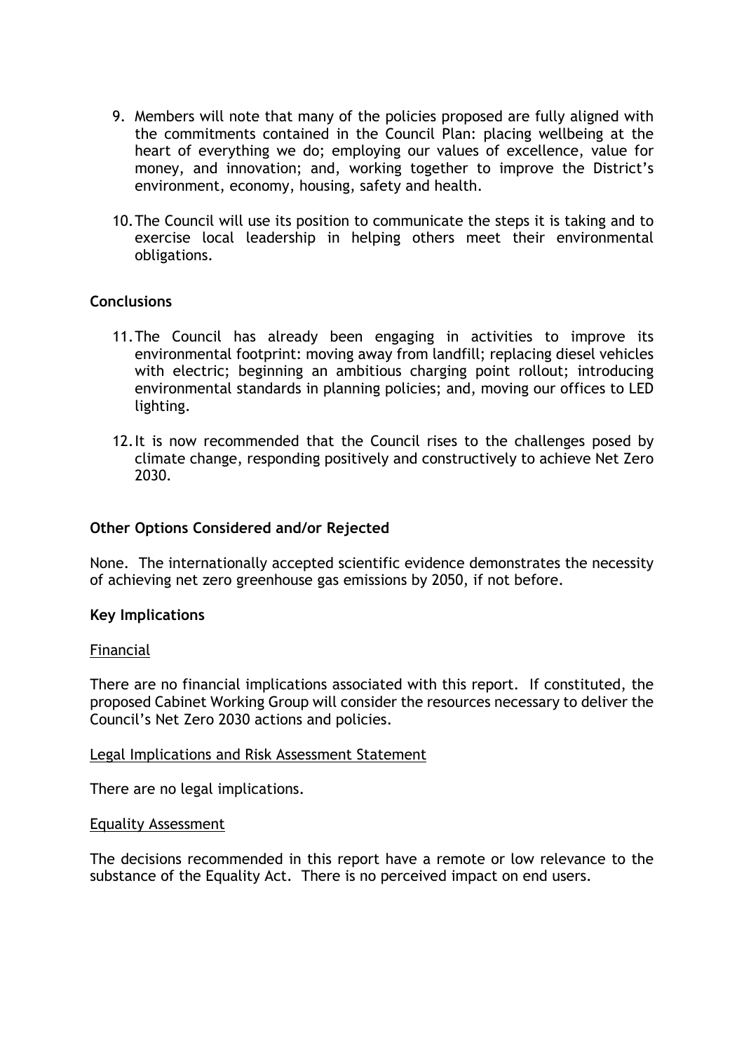9. Members will note that many of the policies proposed are fully aligned with the commitments contained in the Council Plan: placing wellbeing at the heart of everything we do; employing our values of excellence, value for money, and innovation; and, working together to improve the District's environment, economy, housing, safety and health.

10. The Council will use its position to communicate the steps it is taking and to exercise local leadership in helping others meet their environmental obligations.

**Conclusions**

11. The Council has already been engaging in activities to improve its environmental footprint: moving away from landfill; replacing diesel vehicles with electric; beginning an ambitious charging point rollout; introducing environmental standards in planning policies; and, moving our offices to LED lighting.

12. It is now recommended that the Council rises to the challenges posed by climate change, responding positively and constructively to achieve Net Zero 2030.

**Other Options Considered and/or Rejected**

None. The internationally accepted scientific evidence demonstrates the necessity of achieving net zero greenhouse gas emissions by 2050, if not before.

**Key Implications**

<u>Financial</u>

There are no financial implications associated with this report. If constituted, the proposed Cabinet Working Group will consider the resources necessary to deliver the Council's Net Zero 2030 actions and policies.

<u>Legal Implications and Risk Assessment Statement</u>

There are no legal implications.

<u>Equality Assessment</u>

The decisions recommended in this report have a remote or low relevance to the substance of the Equality Act. There is no perceived impact on end users.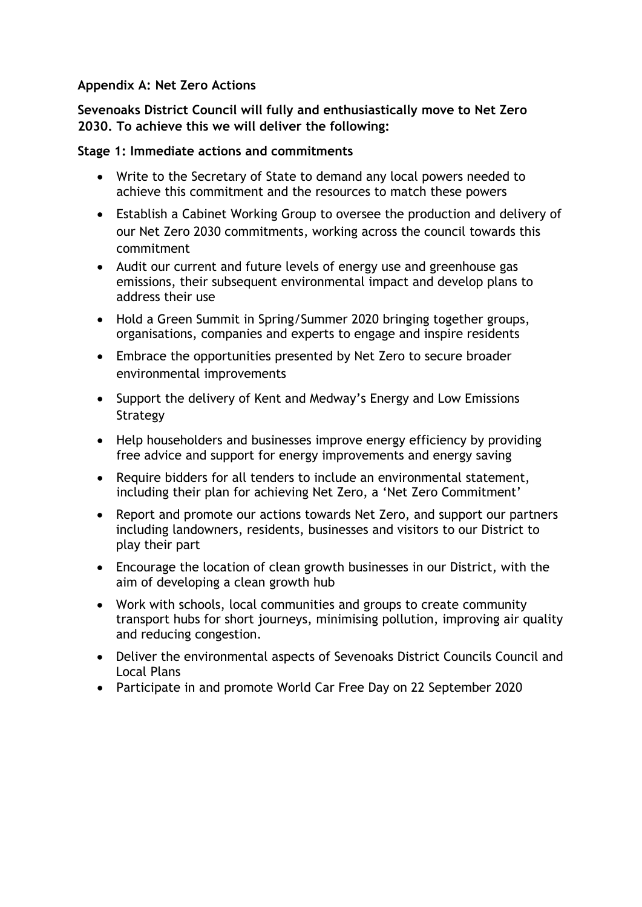**Appendix A: Net Zero Actions**

**Sevenoaks District Council will fully and enthusiastically move to Net Zero 2030. To achieve this we will deliver the following:**

**Stage 1: Immediate actions and commitments**

- Write to the Secretary of State to demand any local powers needed to achieve this commitment and the resources to match these powers
- Establish a Cabinet Working Group to oversee the production and delivery of our Net Zero 2030 commitments, working across the council towards this commitment
- Audit our current and future levels of energy use and greenhouse gas emissions, their subsequent environmental impact and develop plans to address their use
- Hold a Green Summit in Spring/Summer 2020 bringing together groups, organisations, companies and experts to engage and inspire residents
- Embrace the opportunities presented by Net Zero to secure broader environmental improvements
- Support the delivery of Kent and Medway's Energy and Low Emissions Strategy
- Help householders and businesses improve energy efficiency by providing free advice and support for energy improvements and energy saving
- Require bidders for all tenders to include an environmental statement, including their plan for achieving Net Zero, a 'Net Zero Commitment'
- Report and promote our actions towards Net Zero, and support our partners including landowners, residents, businesses and visitors to our District to play their part
- Encourage the location of clean growth businesses in our District, with the aim of developing a clean growth hub
- Work with schools, local communities and groups to create community transport hubs for short journeys, minimising pollution, improving air quality and reducing congestion.
- Deliver the environmental aspects of Sevenoaks District Councils Council and Local Plans
- Participate in and promote World Car Free Day on 22 September 2020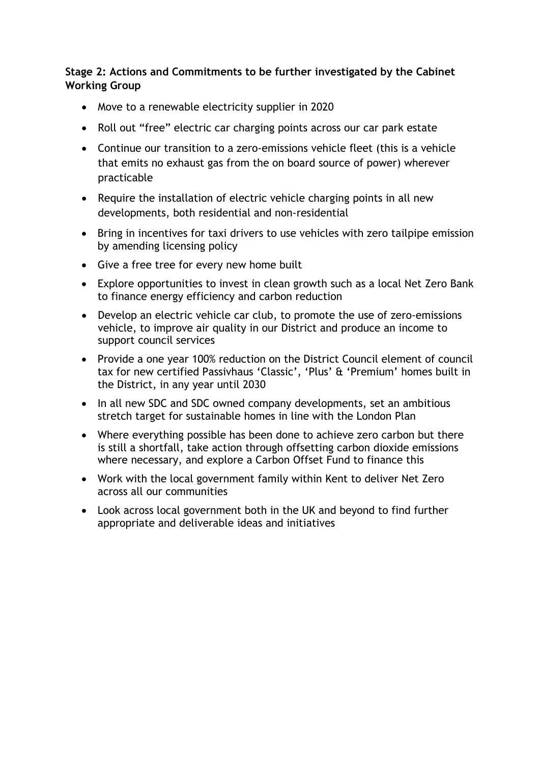**Stage 2: Actions and Commitments to be further investigated by the Cabinet Working Group**

- Move to a renewable electricity supplier in 2020
- Roll out "free" electric car charging points across our car park estate
- Continue our transition to a zero-emissions vehicle fleet (this is a vehicle that emits no exhaust gas from the on board source of power) wherever practicable
- Require the installation of electric vehicle charging points in all new developments, both residential and non-residential
- Bring in incentives for taxi drivers to use vehicles with zero tailpipe emission by amending licensing policy
- Give a free tree for every new home built
- Explore opportunities to invest in clean growth such as a local Net Zero Bank to finance energy efficiency and carbon reduction
- Develop an electric vehicle car club, to promote the use of zero-emissions vehicle, to improve air quality in our District and produce an income to support council services
- Provide a one year 100% reduction on the District Council element of council tax for new certified Passivhaus 'Classic', 'Plus' & 'Premium' homes built in the District, in any year until 2030
- In all new SDC and SDC owned company developments, set an ambitious stretch target for sustainable homes in line with the London Plan
- Where everything possible has been done to achieve zero carbon but there is still a shortfall, take action through offsetting carbon dioxide emissions where necessary, and explore a Carbon Offset Fund to finance this
- Work with the local government family within Kent to deliver Net Zero across all our communities
- Look across local government both in the UK and beyond to find further appropriate and deliverable ideas and initiatives